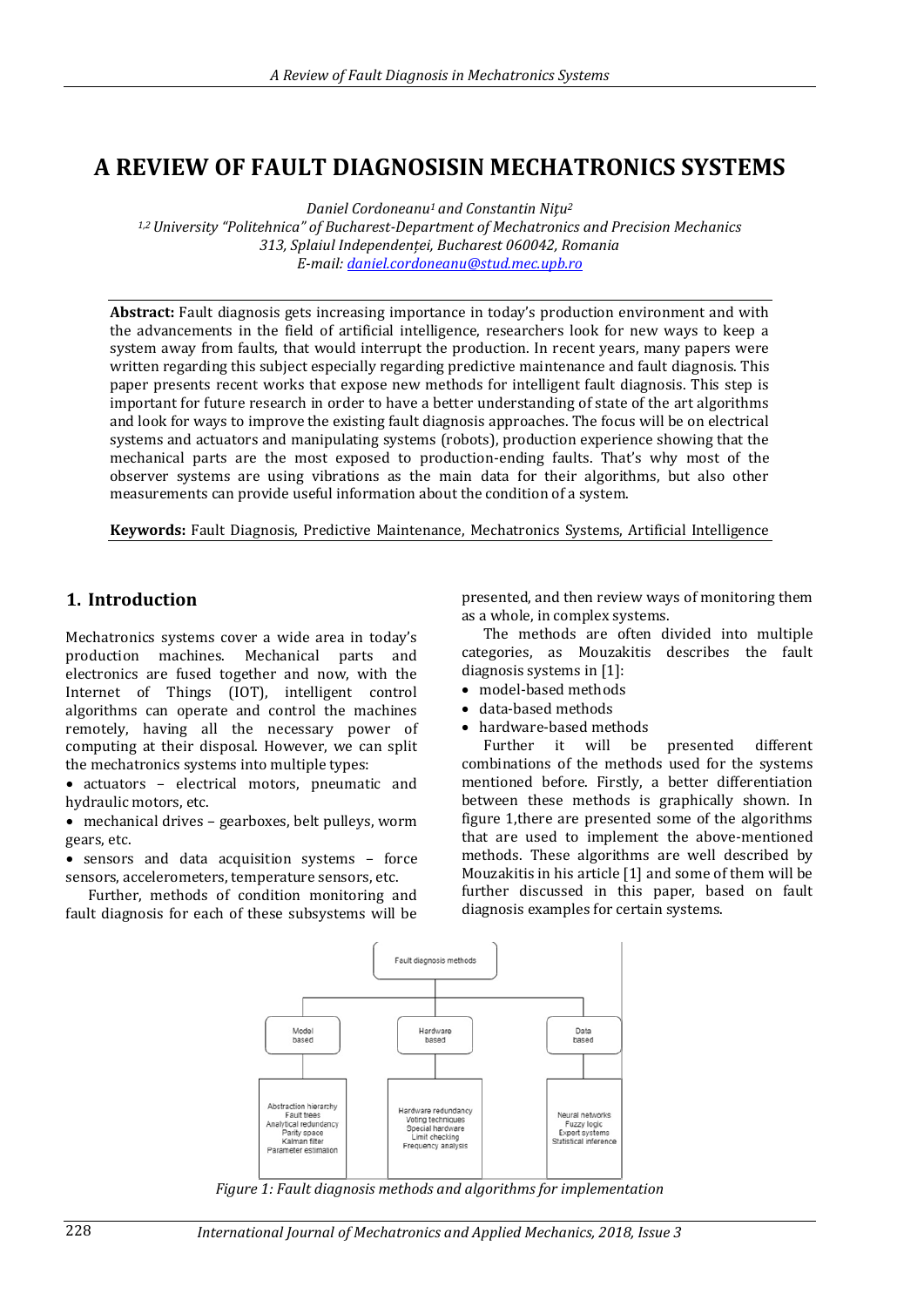# A REVIEW OF FAULT DIAGNOSISIN MECHATRONICS SYSTEMS

*Daniel Cordoneanu[1] and Constantin Nițu[2]*

*[1,2] University "Politehnica" of Bucharest-Department of Mechatronics and Precision Mechanics*
*313, Splaiul Independenței, Bucharest 060042, Romania*
*E-mail: daniel.cordoneanu@stud.mec.upb.ro*

**Abstract:** Fault diagnosis gets increasing importance in today's production environment and with the advancements in the field of artificial intelligence, researchers look for new ways to keep a system away from faults, that would interrupt the production. In recent years, many papers were written regarding this subject especially regarding predictive maintenance and fault diagnosis. This paper presents recent works that expose new methods for intelligent fault diagnosis. This step is important for future research in order to have a better understanding of state of the art algorithms and look for ways to improve the existing fault diagnosis approaches. The focus will be on electrical systems and actuators and manipulating systems (robots), production experience showing that the mechanical parts are the most exposed to production-ending faults. That's why most of the observer systems are using vibrations as the main data for their algorithms, but also other measurements can provide useful information about the condition of a system.

**Keywords:** Fault Diagnosis, Predictive Maintenance, Mechatronics Systems, Artificial Intelligence

## 1. Introduction

Mechatronics systems cover a wide area in today's production machines. Mechanical parts and electronics are fused together and now, with the Internet of Things (IOT), intelligent control algorithms can operate and control the machines remotely, having all the necessary power of computing at their disposal. However, we can split the mechatronics systems into multiple types:

- actuators – electrical motors, pneumatic and hydraulic motors, etc.
- mechanical drives – gearboxes, belt pulleys, worm gears, etc.
- sensors and data acquisition systems – force sensors, accelerometers, temperature sensors, etc.

Further, methods of condition monitoring and fault diagnosis for each of these subsystems will be presented, and then review ways of monitoring them as a whole, in complex systems.

The methods are often divided into multiple categories, as Mouzakitis describes the fault diagnosis systems in [1]:

- model-based methods
- data-based methods
- hardware-based methods

Further it will be presented different combinations of the methods used for the systems mentioned before. Firstly, a better differentiation between these methods is graphically shown. In figure 1,there are presented some of the algorithms that are used to implement the above-mentioned methods. These algorithms are well described by Mouzakitis in his article [1] and some of them will be further discussed in this paper, based on fault diagnosis examples for certain systems.

Fault diagnosis methods

| Model based | Hardware based | Data based |
| --- | --- | --- |
| Abstraction hierarchy<br>Fault trees<br>Analytical redundancy<br>Parity space<br>Kalman filter<br>Parameter estimation | Hardware redundancy<br>Voting techniques<br>Special hardware<br>Limit checking<br>Frequency analysis | Neural networks<br>Fuzzy logic<br>Expert systems<br>Statistical inference |

*Figure 1: Fault diagnosis methods and algorithms for implementation*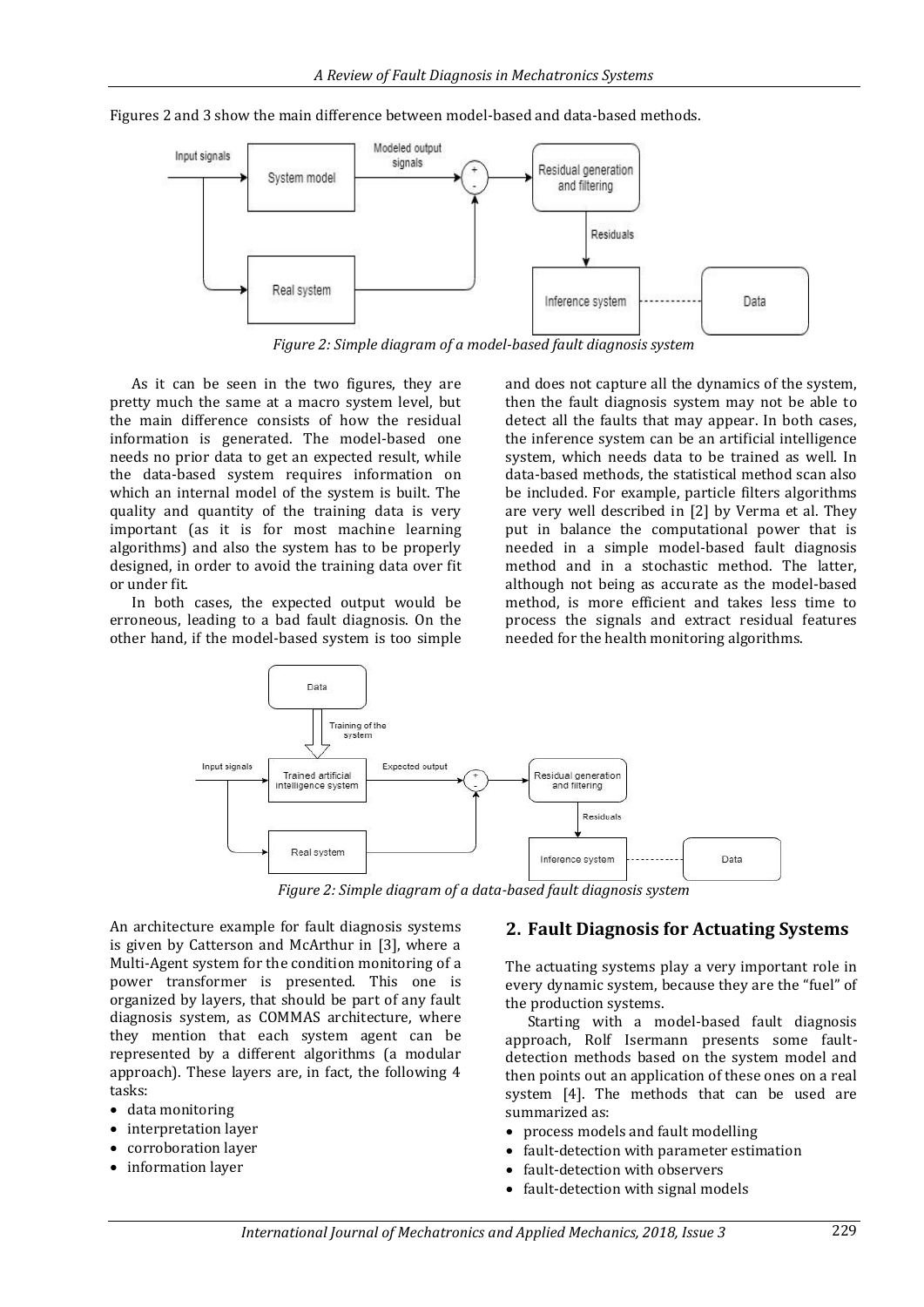Figures 2 and 3 show the main difference between model-based and data-based methods.

*Figure 2: Simple diagram of a model-based fault diagnosis system*

As it can be seen in the two figures, they are pretty much the same at a macro system level, but the main difference consists of how the residual information is generated. The model-based one needs no prior data to get an expected result, while the data-based system requires information on which an internal model of the system is built. The quality and quantity of the training data is very important (as it is for most machine learning algorithms) and also the system has to be properly designed, in order to avoid the training data over fit or under fit.

In both cases, the expected output would be erroneous, leading to a bad fault diagnosis. On the other hand, if the model-based system is too simple and does not capture all the dynamics of the system, then the fault diagnosis system may not be able to detect all the faults that may appear. In both cases, the inference system can be an artificial intelligence system, which needs data to be trained as well. In data-based methods, the statistical method scan also be included. For example, particle filters algorithms are very well described in [2] by Verma et al. They put in balance the computational power that is needed in a simple model-based fault diagnosis method and in a stochastic method. The latter, although not being as accurate as the model-based method, is more efficient and takes less time to process the signals and extract residual features needed for the health monitoring algorithms.

*Figure 2: Simple diagram of a data-based fault diagnosis system*

An architecture example for fault diagnosis systems is given by Catterson and McArthur in [3], where a Multi-Agent system for the condition monitoring of a power transformer is presented. This one is organized by layers, that should be part of any fault diagnosis system, as COMMAS architecture, where they mention that each system agent can be represented by a different algorithms (a modular approach). These layers are, in fact, the following 4 tasks:

- data monitoring
- interpretation layer
- corroboration layer
- information layer

## 2. Fault Diagnosis for Actuating Systems

The actuating systems play a very important role in every dynamic system, because they are the "fuel" of the production systems.

Starting with a model-based fault diagnosis approach, Rolf Isermann presents some fault-detection methods based on the system model and then points out an application of these ones on a real system [4]. The methods that can be used are summarized as:

- process models and fault modelling
- fault-detection with parameter estimation
- fault-detection with observers
- fault-detection with signal models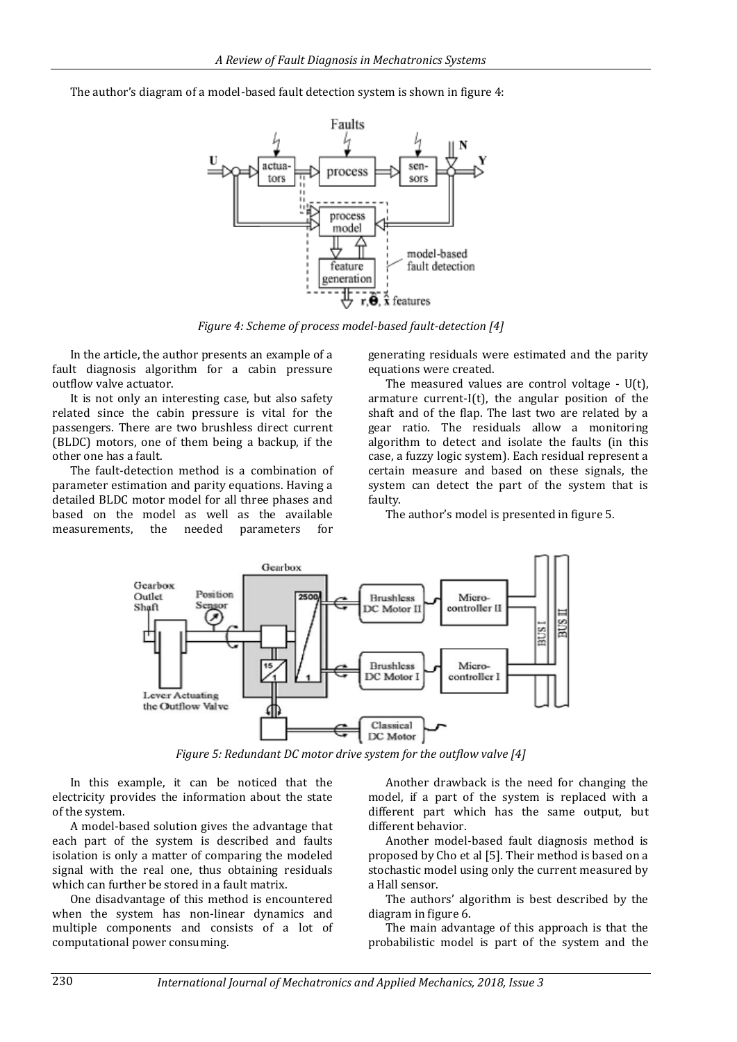The author's diagram of a model-based fault detection system is shown in figure 4:

*Figure 4: Scheme of process model-based fault-detection [4]*

In the article, the author presents an example of a fault diagnosis algorithm for a cabin pressure outflow valve actuator.

It is not only an interesting case, but also safety related since the cabin pressure is vital for the passengers. There are two brushless direct current (BLDC) motors, one of them being a backup, if the other one has a fault.

The fault-detection method is a combination of parameter estimation and parity equations. Having a detailed BLDC motor model for all three phases and based on the model as well as the available measurements, the needed parameters for generating residuals were estimated and the parity equations were created.

The measured values are control voltage - U(t), armature current-I(t), the angular position of the shaft and of the flap. The last two are related by a gear ratio. The residuals allow a monitoring algorithm to detect and isolate the faults (in this case, a fuzzy logic system). Each residual represent a certain measure and based on these signals, the system can detect the part of the system that is faulty.

The author's model is presented in figure 5.

*Figure 5: Redundant DC motor drive system for the outflow valve [4]*

In this example, it can be noticed that the electricity provides the information about the state of the system.

A model-based solution gives the advantage that each part of the system is described and faults isolation is only a matter of comparing the modeled signal with the real one, thus obtaining residuals which can further be stored in a fault matrix.

One disadvantage of this method is encountered when the system has non-linear dynamics and multiple components and consists of a lot of computational power consuming.

Another drawback is the need for changing the model, if a part of the system is replaced with a different part which has the same output, but different behavior.

Another model-based fault diagnosis method is proposed by Cho et al [5]. Their method is based on a stochastic model using only the current measured by a Hall sensor.

The authors' algorithm is best described by the diagram in figure 6.

The main advantage of this approach is that the probabilistic model is part of the system and the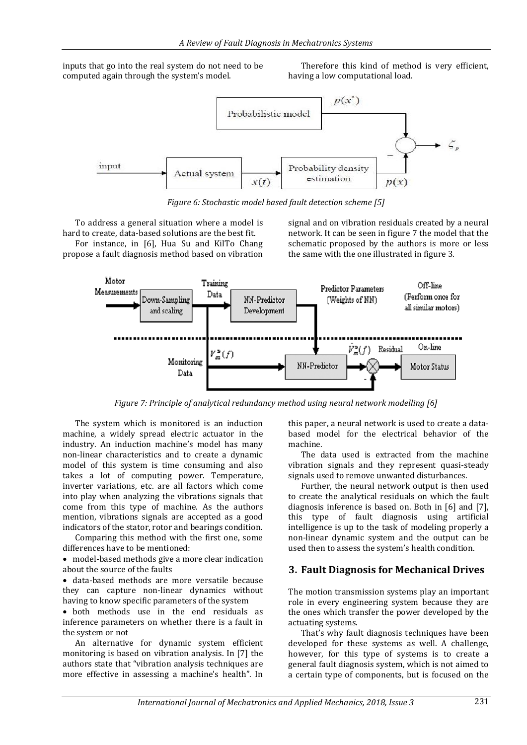inputs that go into the real system do not need to be computed again through the system's model.

Therefore this kind of method is very efficient, having a low computational load.

*Figure 6: Stochastic model based fault detection scheme [5]*

To address a general situation where a model is hard to create, data-based solutions are the best fit.

For instance, in [6], Hua Su and KilTo Chang propose a fault diagnosis method based on vibration signal and on vibration residuals created by a neural network. It can be seen in figure 7 the model that the schematic proposed by the authors is more or less the same with the one illustrated in figure 3.

*Figure 7: Principle of analytical redundancy method using neural network modelling [6]*

The system which is monitored is an induction machine, a widely spread electric actuator in the industry. An induction machine's model has many non-linear characteristics and to create a dynamic model of this system is time consuming and also takes a lot of computing power. Temperature, inverter variations, etc. are all factors which come into play when analyzing the vibrations signals that come from this type of machine. As the authors mention, vibrations signals are accepted as a good indicators of the stator, rotor and bearings condition.

Comparing this method with the first one, some differences have to be mentioned:

- model-based methods give a more clear indication about the source of the faults
- data-based methods are more versatile because they can capture non-linear dynamics without having to know specific parameters of the system
- both methods use in the end residuals as inference parameters on whether there is a fault in the system or not

An alternative for dynamic system efficient monitoring is based on vibration analysis. In [7] the authors state that "vibration analysis techniques are more effective in assessing a machine's health". In this paper, a neural network is used to create a data-based model for the electrical behavior of the machine.

The data used is extracted from the machine vibration signals and they represent quasi-steady signals used to remove unwanted disturbances.

Further, the neural network output is then used to create the analytical residuals on which the fault diagnosis inference is based on. Both in [6] and [7], this type of fault diagnosis using artificial intelligence is up to the task of modeling properly a non-linear dynamic system and the output can be used then to assess the system's health condition.

## 3. Fault Diagnosis for Mechanical Drives

The motion transmission systems play an important role in every engineering system because they are the ones which transfer the power developed by the actuating systems.

That's why fault diagnosis techniques have been developed for these systems as well. A challenge, however, for this type of systems is to create a general fault diagnosis system, which is not aimed to a certain type of components, but is focused on the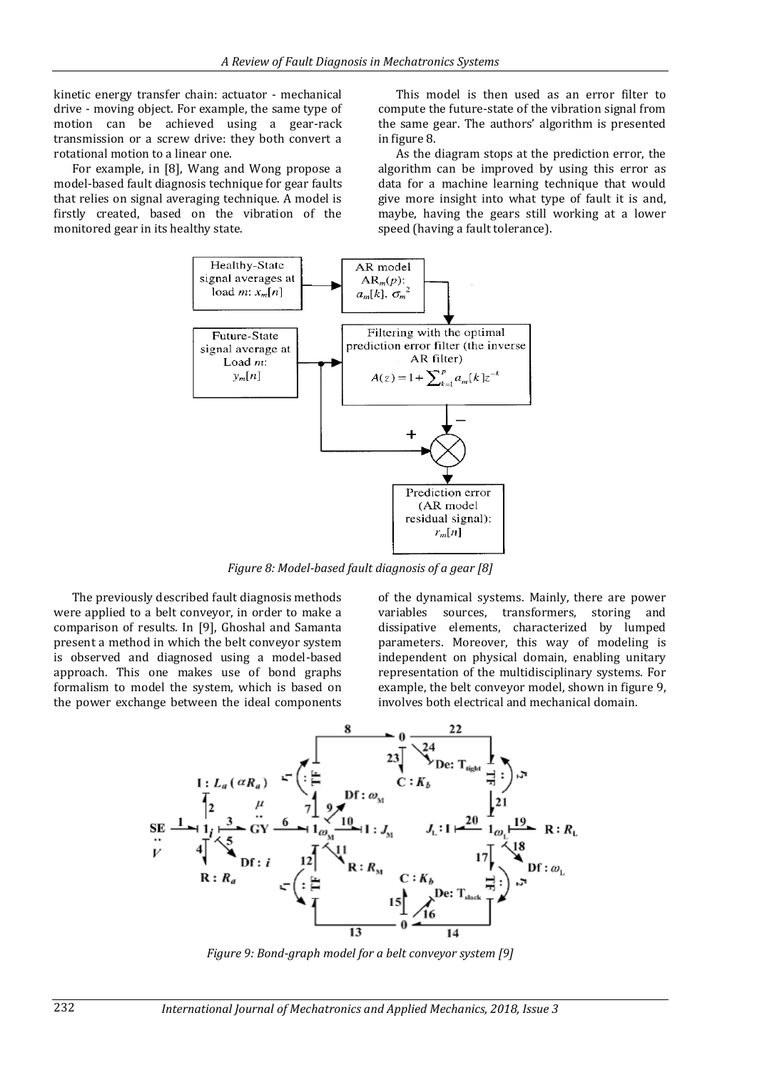kinetic energy transfer chain: actuator - mechanical drive - moving object. For example, the same type of motion can be achieved using a gear-rack transmission or a screw drive: they both convert a rotational motion to a linear one.

For example, in [8], Wang and Wong propose a model-based fault diagnosis technique for gear faults that relies on signal averaging technique. A model is firstly created, based on the vibration of the monitored gear in its healthy state.

This model is then used as an error filter to compute the future-state of the vibration signal from the same gear. The authors' algorithm is presented in figure 8.

As the diagram stops at the prediction error, the algorithm can be improved by using this error as data for a machine learning technique that would give more insight into what type of fault it is and, maybe, having the gears still working at a lower speed (having a fault tolerance).

*Figure 8: Model-based fault diagnosis of a gear [8]*

The previously described fault diagnosis methods were applied to a belt conveyor, in order to make a comparison of results. In [9], Ghoshal and Samanta present a method in which the belt conveyor system is observed and diagnosed using a model-based approach. This one makes use of bond graphs formalism to model the system, which is based on the power exchange between the ideal components of the dynamical systems. Mainly, there are power variables sources, transformers, storing and dissipative elements, characterized by lumped parameters. Moreover, this way of modeling is independent on physical domain, enabling unitary representation of the multidisciplinary systems. For example, the belt conveyor model, shown in figure 9, involves both electrical and mechanical domain.

*Figure 9: Bond-graph model for a belt conveyor system [9]*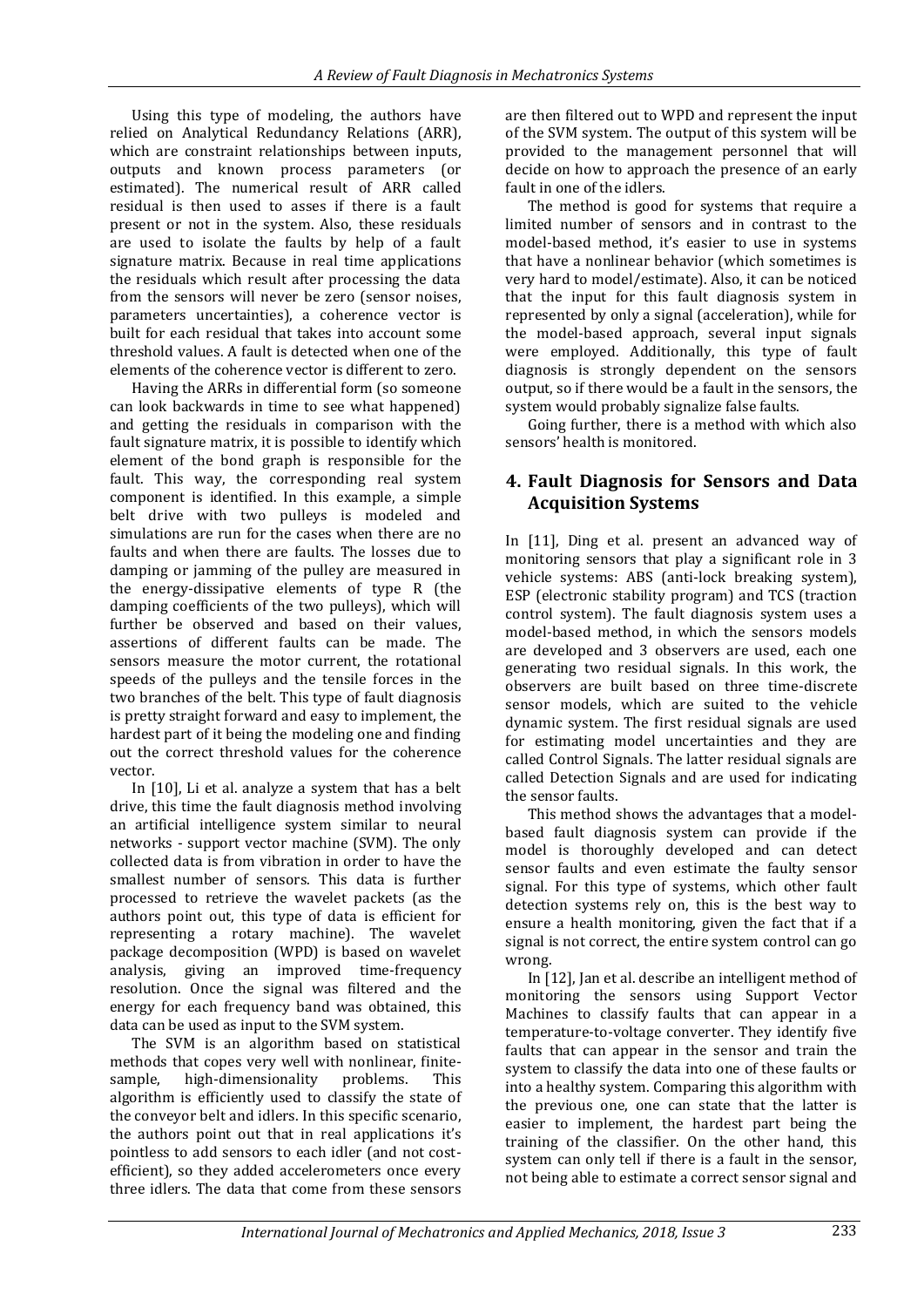Using this type of modeling, the authors have relied on Analytical Redundancy Relations (ARR), which are constraint relationships between inputs, outputs and known process parameters (or estimated). The numerical result of ARR called residual is then used to asses if there is a fault present or not in the system. Also, these residuals are used to isolate the faults by help of a fault signature matrix. Because in real time applications the residuals which result after processing the data from the sensors will never be zero (sensor noises, parameters uncertainties), a coherence vector is built for each residual that takes into account some threshold values. A fault is detected when one of the elements of the coherence vector is different to zero.

Having the ARRs in differential form (so someone can look backwards in time to see what happened) and getting the residuals in comparison with the fault signature matrix, it is possible to identify which element of the bond graph is responsible for the fault. This way, the corresponding real system component is identified. In this example, a simple belt drive with two pulleys is modeled and simulations are run for the cases when there are no faults and when there are faults. The losses due to damping or jamming of the pulley are measured in the energy-dissipative elements of type R (the damping coefficients of the two pulleys), which will further be observed and based on their values, assertions of different faults can be made. The sensors measure the motor current, the rotational speeds of the pulleys and the tensile forces in the two branches of the belt. This type of fault diagnosis is pretty straight forward and easy to implement, the hardest part of it being the modeling one and finding out the correct threshold values for the coherence vector.

In [10], Li et al. analyze a system that has a belt drive, this time the fault diagnosis method involving an artificial intelligence system similar to neural networks - support vector machine (SVM). The only collected data is from vibration in order to have the smallest number of sensors. This data is further processed to retrieve the wavelet packets (as the authors point out, this type of data is efficient for representing a rotary machine). The wavelet package decomposition (WPD) is based on wavelet analysis, giving an improved time-frequency resolution. Once the signal was filtered and the energy for each frequency band was obtained, this data can be used as input to the SVM system.

The SVM is an algorithm based on statistical methods that copes very well with nonlinear, finite-sample, high-dimensionality problems. This algorithm is efficiently used to classify the state of the conveyor belt and idlers. In this specific scenario, the authors point out that in real applications it's pointless to add sensors to each idler (and not cost-efficient), so they added accelerometers once every three idlers. The data that come from these sensors are then filtered out to WPD and represent the input of the SVM system. The output of this system will be provided to the management personnel that will decide on how to approach the presence of an early fault in one of the idlers.

The method is good for systems that require a limited number of sensors and in contrast to the model-based method, it's easier to use in systems that have a nonlinear behavior (which sometimes is very hard to model/estimate). Also, it can be noticed that the input for this fault diagnosis system in represented by only a signal (acceleration), while for the model-based approach, several input signals were employed. Additionally, this type of fault diagnosis is strongly dependent on the sensors output, so if there would be a fault in the sensors, the system would probably signalize false faults.

Going further, there is a method with which also sensors' health is monitored.

## 4. Fault Diagnosis for Sensors and Data Acquisition Systems

In [11], Ding et al. present an advanced way of monitoring sensors that play a significant role in 3 vehicle systems: ABS (anti-lock breaking system), ESP (electronic stability program) and TCS (traction control system). The fault diagnosis system uses a model-based method, in which the sensors models are developed and 3 observers are used, each one generating two residual signals. In this work, the observers are built based on three time-discrete sensor models, which are suited to the vehicle dynamic system. The first residual signals are used for estimating model uncertainties and they are called Control Signals. The latter residual signals are called Detection Signals and are used for indicating the sensor faults.

This method shows the advantages that a model-based fault diagnosis system can provide if the model is thoroughly developed and can detect sensor faults and even estimate the faulty sensor signal. For this type of systems, which other fault detection systems rely on, this is the best way to ensure a health monitoring, given the fact that if a signal is not correct, the entire system control can go wrong.

In [12], Jan et al. describe an intelligent method of monitoring the sensors using Support Vector Machines to classify faults that can appear in a temperature-to-voltage converter. They identify five faults that can appear in the sensor and train the system to classify the data into one of these faults or into a healthy system. Comparing this algorithm with the previous one, one can state that the latter is easier to implement, the hardest part being the training of the classifier. On the other hand, this system can only tell if there is a fault in the sensor, not being able to estimate a correct sensor signal and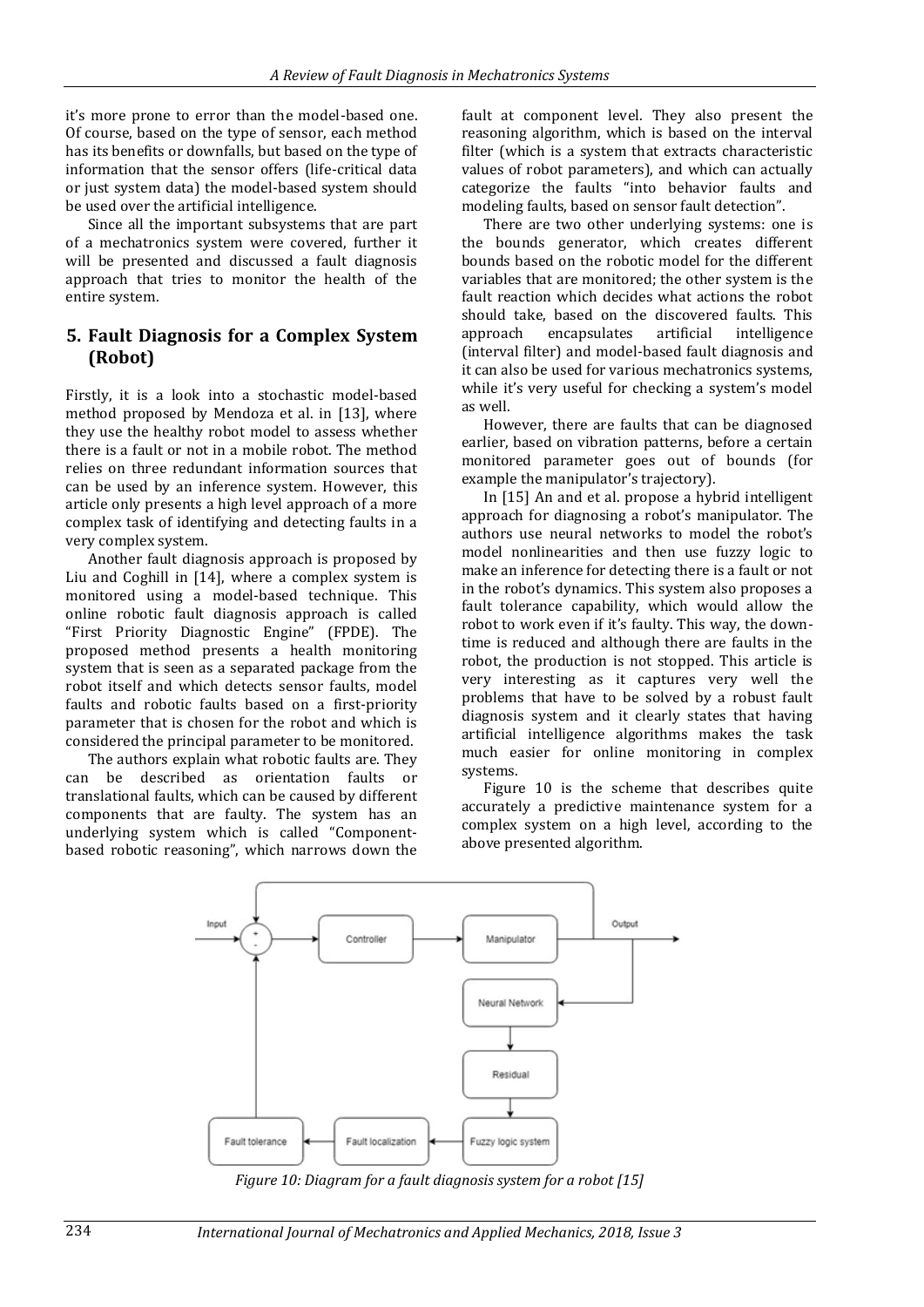it's more prone to error than the model-based one. Of course, based on the type of sensor, each method has its benefits or downfalls, but based on the type of information that the sensor offers (life-critical data or just system data) the model-based system should be used over the artificial intelligence.

Since all the important subsystems that are part of a mechatronics system were covered, further it will be presented and discussed a fault diagnosis approach that tries to monitor the health of the entire system.

## 5. Fault Diagnosis for a Complex System (Robot)

Firstly, it is a look into a stochastic model-based method proposed by Mendoza et al. in [13], where they use the healthy robot model to assess whether there is a fault or not in a mobile robot. The method relies on three redundant information sources that can be used by an inference system. However, this article only presents a high level approach of a more complex task of identifying and detecting faults in a very complex system.

Another fault diagnosis approach is proposed by Liu and Coghill in [14], where a complex system is monitored using a model-based technique. This online robotic fault diagnosis approach is called "First Priority Diagnostic Engine" (FPDE). The proposed method presents a health monitoring system that is seen as a separated package from the robot itself and which detects sensor faults, model faults and robotic faults based on a first-priority parameter that is chosen for the robot and which is considered the principal parameter to be monitored.

The authors explain what robotic faults are. They can be described as orientation faults or translational faults, which can be caused by different components that are faulty. The system has an underlying system which is called "Component-based robotic reasoning", which narrows down the fault at component level. They also present the reasoning algorithm, which is based on the interval filter (which is a system that extracts characteristic values of robot parameters), and which can actually categorize the faults "into behavior faults and modeling faults, based on sensor fault detection".

There are two other underlying systems: one is the bounds generator, which creates different bounds based on the robotic model for the different variables that are monitored; the other system is the fault reaction which decides what actions the robot should take, based on the discovered faults. This approach encapsulates artificial intelligence (interval filter) and model-based fault diagnosis and it can also be used for various mechatronics systems, while it's very useful for checking a system's model as well.

However, there are faults that can be diagnosed earlier, based on vibration patterns, before a certain monitored parameter goes out of bounds (for example the manipulator's trajectory).

In [15] An and et al. propose a hybrid intelligent approach for diagnosing a robot's manipulator. The authors use neural networks to model the robot's model nonlinearities and then use fuzzy logic to make an inference for detecting there is a fault or not in the robot's dynamics. This system also proposes a fault tolerance capability, which would allow the robot to work even if it's faulty. This way, the downtime is reduced and although there are faults in the robot, the production is not stopped. This article is very interesting as it captures very well the problems that have to be solved by a robust fault diagnosis system and it clearly states that having artificial intelligence algorithms makes the task much easier for online monitoring in complex systems.

Figure 10 is the scheme that describes quite accurately a predictive maintenance system for a complex system on a high level, according to the above presented algorithm.

*Figure 10: Diagram for a fault diagnosis system for a robot [15]*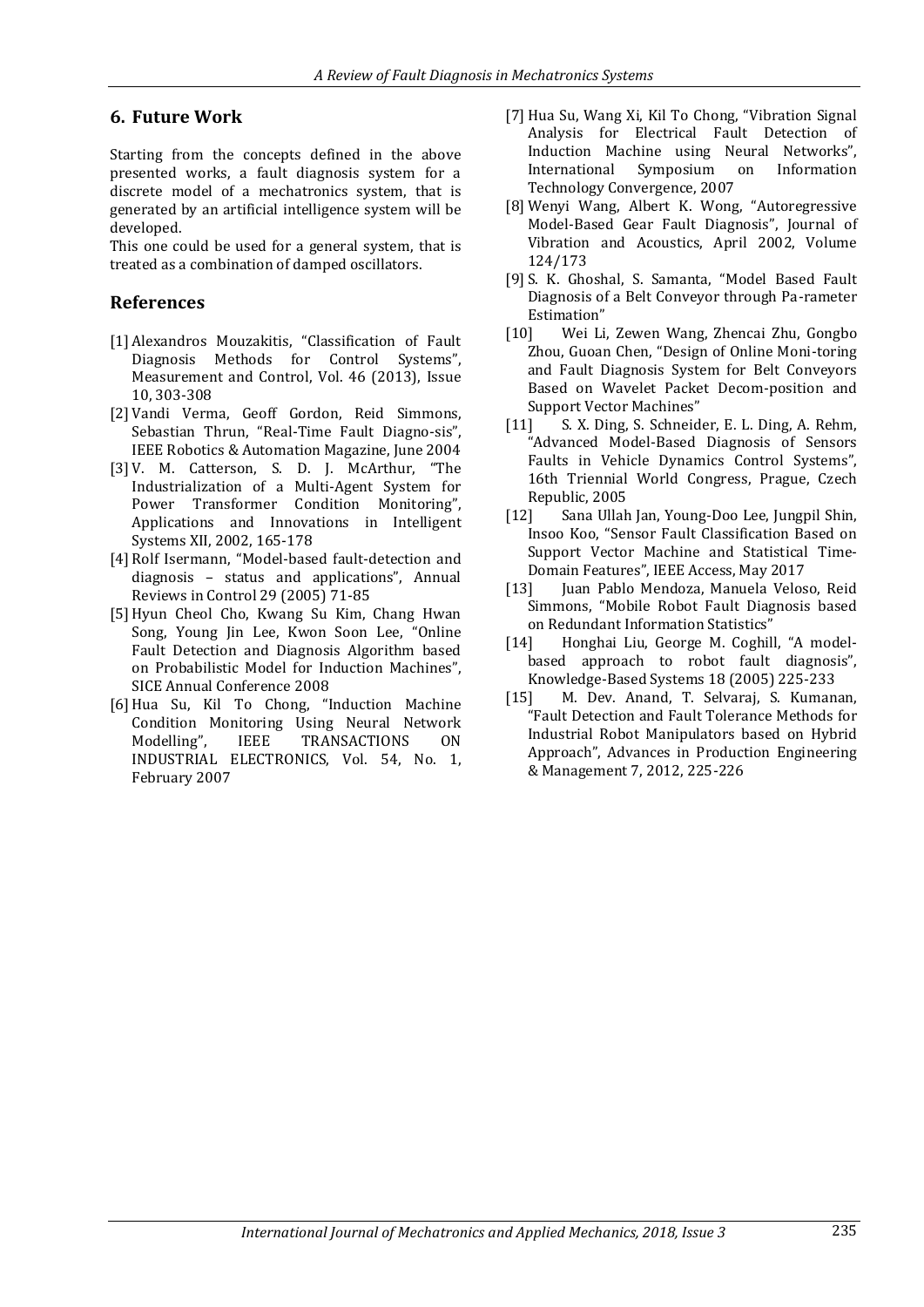## 6. Future Work

Starting from the concepts defined in the above presented works, a fault diagnosis system for a discrete model of a mechatronics system, that is generated by an artificial intelligence system will be developed.

This one could be used for a general system, that is treated as a combination of damped oscillators.

## References

[1] Alexandros Mouzakitis, "Classification of Fault Diagnosis Methods for Control Systems", Measurement and Control, Vol. 46 (2013), Issue 10, 303-308

[2] Vandi Verma, Geoff Gordon, Reid Simmons, Sebastian Thrun, "Real-Time Fault Diagno-sis", IEEE Robotics & Automation Magazine, June 2004

[3] V. M. Catterson, S. D. J. McArthur, "The Industrialization of a Multi-Agent System for Power Transformer Condition Monitoring", Applications and Innovations in Intelligent Systems XII, 2002, 165-178

[4] Rolf Isermann, "Model-based fault-detection and diagnosis – status and applications", Annual Reviews in Control 29 (2005) 71-85

[5] Hyun Cheol Cho, Kwang Su Kim, Chang Hwan Song, Young Jin Lee, Kwon Soon Lee, "Online Fault Detection and Diagnosis Algorithm based on Probabilistic Model for Induction Machines", SICE Annual Conference 2008

[6] Hua Su, Kil To Chong, "Induction Machine Condition Monitoring Using Neural Network Modelling", IEEE TRANSACTIONS ON INDUSTRIAL ELECTRONICS, Vol. 54, No. 1, February 2007

[7] Hua Su, Wang Xi, Kil To Chong, "Vibration Signal Analysis for Electrical Fault Detection of Induction Machine using Neural Networks", International Symposium on Information Technology Convergence, 2007

[8] Wenyi Wang, Albert K. Wong, "Autoregressive Model-Based Gear Fault Diagnosis", Journal of Vibration and Acoustics, April 2002, Volume 124/173

[9] S. K. Ghoshal, S. Samanta, "Model Based Fault Diagnosis of a Belt Conveyor through Pa-rameter Estimation"

[10] Wei Li, Zewen Wang, Zhencai Zhu, Gongbo Zhou, Guoan Chen, "Design of Online Moni-toring and Fault Diagnosis System for Belt Conveyors Based on Wavelet Packet Decom-position and Support Vector Machines"

[11] S. X. Ding, S. Schneider, E. L. Ding, A. Rehm, "Advanced Model-Based Diagnosis of Sensors Faults in Vehicle Dynamics Control Systems", 16th Triennial World Congress, Prague, Czech Republic, 2005

[12] Sana Ullah Jan, Young-Doo Lee, Jungpil Shin, Insoo Koo, "Sensor Fault Classification Based on Support Vector Machine and Statistical Time-Domain Features", IEEE Access, May 2017

[13] Juan Pablo Mendoza, Manuela Veloso, Reid Simmons, "Mobile Robot Fault Diagnosis based on Redundant Information Statistics"

[14] Honghai Liu, George M. Coghill, "A model-based approach to robot fault diagnosis", Knowledge-Based Systems 18 (2005) 225-233

[15] M. Dev. Anand, T. Selvaraj, S. Kumanan, "Fault Detection and Fault Tolerance Methods for Industrial Robot Manipulators based on Hybrid Approach", Advances in Production Engineering & Management 7, 2012, 225-226